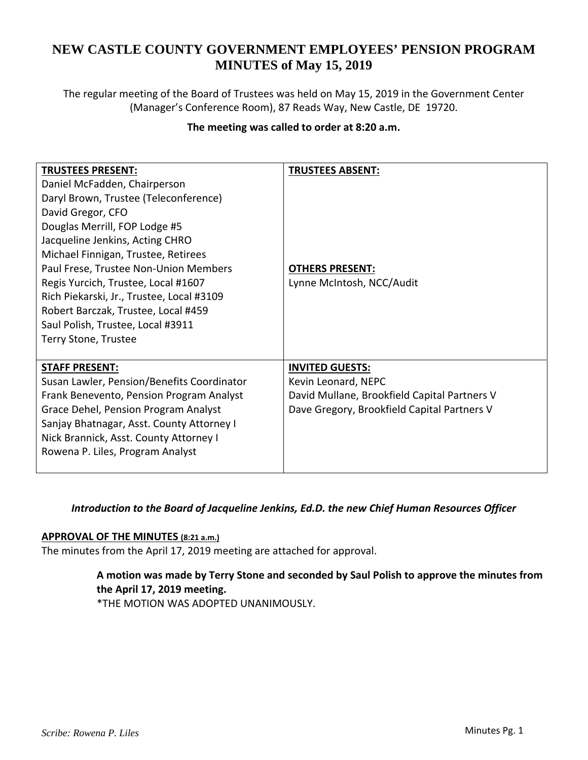# NEW CASTLE COUNTY GOVERNMENT EMPLOYEES' PENSION PROGRAM MINUTES of May 15, 2019

The regular meeting of the Board of Trustees was held on May 15, 2019 in the Government Center (Manager's Conference Room), 87 Reads Way, New Castle, DE 19720.

**The meeting was called to order at 8:20 a.m.**

| **TRUSTEES PRESENT:** | **TRUSTEES ABSENT:** |
|---|---|
| Daniel McFadden, Chairperson<br>Daryl Brown, Trustee (Teleconference)<br>David Gregor, CFO<br>Douglas Merrill, FOP Lodge #5<br>Jacqueline Jenkins, Acting CHRO<br>Michael Finnigan, Trustee, Retirees<br>Paul Frese, Trustee Non-Union Members<br>Regis Yurcich, Trustee, Local #1607<br>Rich Piekarski, Jr., Trustee, Local #3109<br>Robert Barczak, Trustee, Local #459<br>Saul Polish, Trustee, Local #3911<br>Terry Stone, Trustee | <br><br><br><br><br><br>**OTHERS PRESENT:**<br>Lynne McIntosh, NCC/Audit |
| **STAFF PRESENT:**<br>Susan Lawler, Pension/Benefits Coordinator<br>Frank Benevento, Pension Program Analyst<br>Grace Dehel, Pension Program Analyst<br>Sanjay Bhatnagar, Asst. County Attorney I<br>Nick Brannick, Asst. County Attorney I<br>Rowena P. Liles, Program Analyst | **INVITED GUESTS:**<br>Kevin Leonard, NEPC<br>David Mullane, Brookfield Capital Partners V<br>Dave Gregory, Brookfield Capital Partners V |

***Introduction to the Board of Jacqueline Jenkins, Ed.D. the new Chief Human Resources Officer***

**APPROVAL OF THE MINUTES (8:21 a.m.)**

The minutes from the April 17, 2019 meeting are attached for approval.

> **A motion was made by Terry Stone and seconded by Saul Polish to approve the minutes from the April 17, 2019 meeting.**
> *THE MOTION WAS ADOPTED UNANIMOUSLY.

*Scribe: Rowena P. Liles*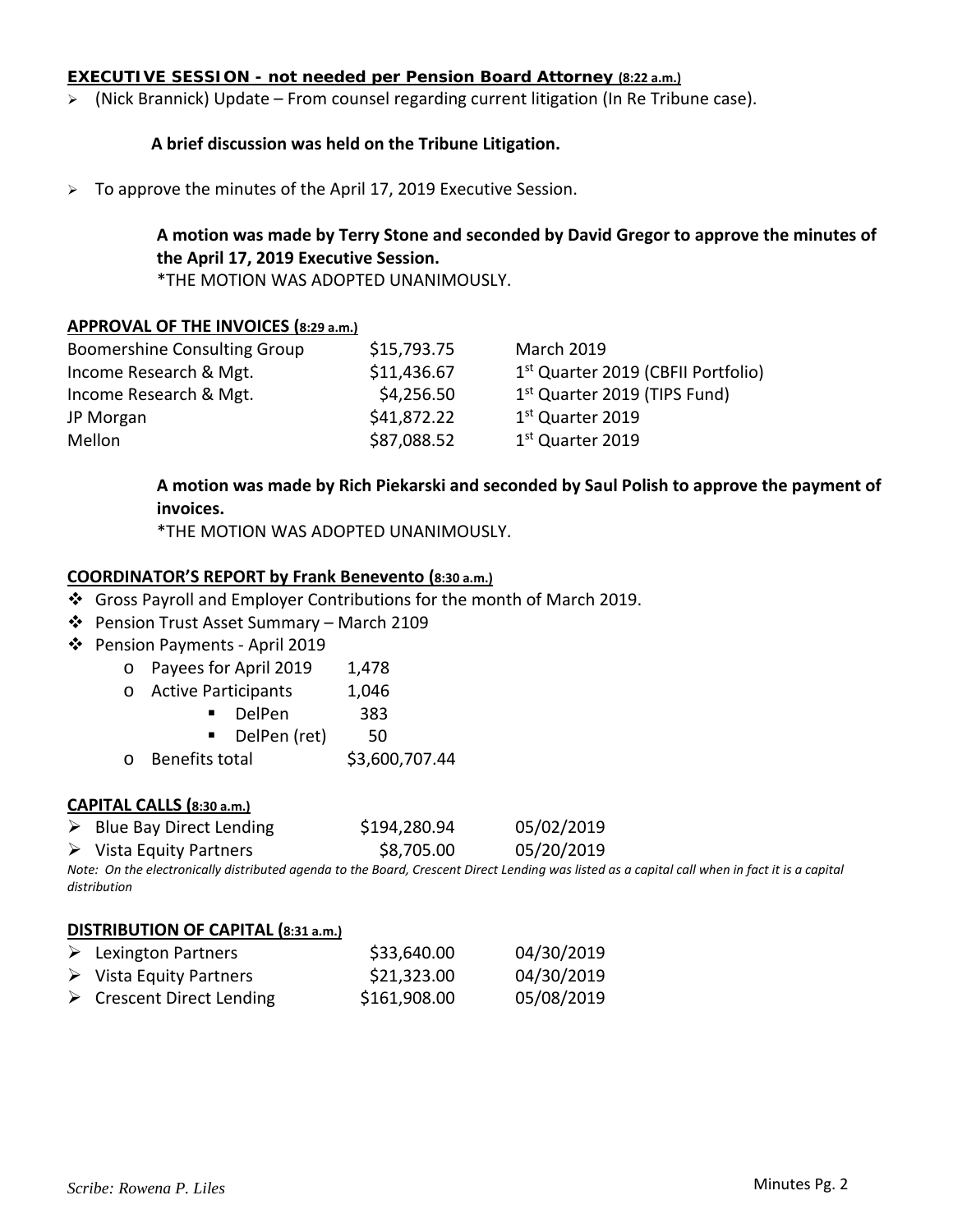**EXECUTIVE SESSION - not needed per Pension Board Attorney (8:22 a.m.)**

- (Nick Brannick) Update – From counsel regarding current litigation (In Re Tribune case).

**A brief discussion was held on the Tribune Litigation.**

- To approve the minutes of the April 17, 2019 Executive Session.

**A motion was made by Terry Stone and seconded by David Gregor to approve the minutes of the April 17, 2019 Executive Session.**
*THE MOTION WAS ADOPTED UNANIMOUSLY.

**APPROVAL OF THE INVOICES (8:29 a.m.)**

| | | |
|---|---|---|
| Boomershine Consulting Group | $15,793.75 | March 2019 |
| Income Research & Mgt. | $11,436.67 | 1st Quarter 2019 (CBFII Portfolio) |
| Income Research & Mgt. | $4,256.50 | 1st Quarter 2019 (TIPS Fund) |
| JP Morgan | $41,872.22 | 1st Quarter 2019 |
| Mellon | $87,088.52 | 1st Quarter 2019 |

**A motion was made by Rich Piekarski and seconded by Saul Polish to approve the payment of invoices.**
*THE MOTION WAS ADOPTED UNANIMOUSLY.

**COORDINATOR'S REPORT by Frank Benevento (8:30 a.m.)**

- Gross Payroll and Employer Contributions for the month of March 2019.
- Pension Trust Asset Summary – March 2109
- Pension Payments - April 2019
  - Payees for April 2019 1,478
  - Active Participants 1,046
    - DelPen 383
    - DelPen (ret) 50
  - Benefits total $3,600,707.44

**CAPITAL CALLS (8:30 a.m.)**

| | | |
|---|---|---|
| Blue Bay Direct Lending | $194,280.94 | 05/02/2019 |
| Vista Equity Partners | $8,705.00 | 05/20/2019 |

*Note: On the electronically distributed agenda to the Board, Crescent Direct Lending was listed as a capital call when in fact it is a capital distribution*

**DISTRIBUTION OF CAPITAL (8:31 a.m.)**

| | | |
|---|---|---|
| Lexington Partners | $33,640.00 | 04/30/2019 |
| Vista Equity Partners | $21,323.00 | 04/30/2019 |
| Crescent Direct Lending | $161,908.00 | 05/08/2019 |

*Scribe: Rowena P. Liles*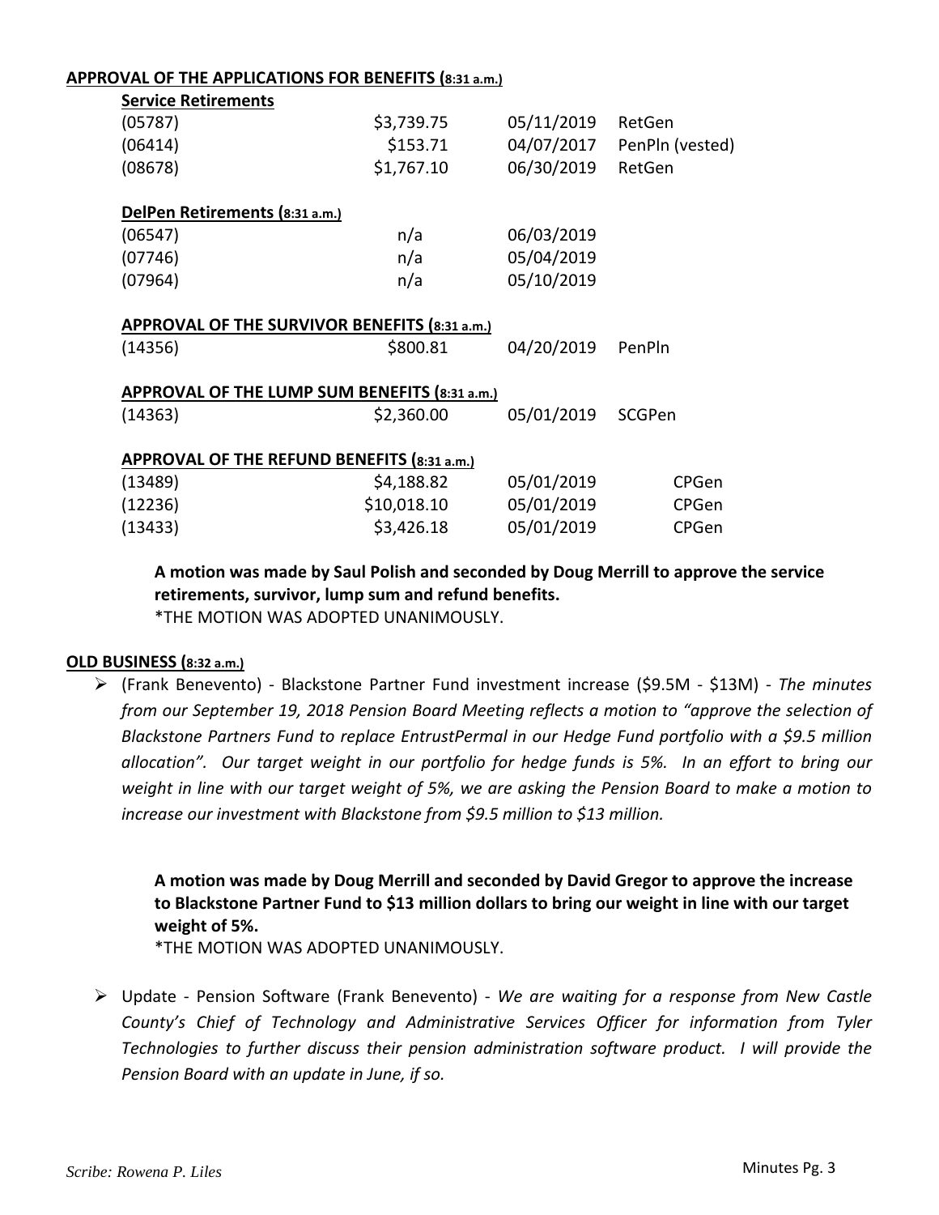**APPROVAL OF THE APPLICATIONS FOR BENEFITS (8:31 a.m.)**

**Service Retirements**

| | | | |
|---|---|---|---|
| (05787) | $3,739.75 | 05/11/2019 | RetGen |
| (06414) | $153.71 | 04/07/2017 | PenPln (vested) |
| (08678) | $1,767.10 | 06/30/2019 | RetGen |

**DelPen Retirements (8:31 a.m.)**

| | | |
|---|---|---|
| (06547) | n/a | 06/03/2019 |
| (07746) | n/a | 05/04/2019 |
| (07964) | n/a | 05/10/2019 |

**APPROVAL OF THE SURVIVOR BENEFITS (8:31 a.m.)**

| | | | |
|---|---|---|---|
| (14356) | $800.81 | 04/20/2019 | PenPln |

**APPROVAL OF THE LUMP SUM BENEFITS (8:31 a.m.)**

| | | | |
|---|---|---|---|
| (14363) | $2,360.00 | 05/01/2019 | SCGPen |

**APPROVAL OF THE REFUND BENEFITS (8:31 a.m.)**

| | | | |
|---|---|---|---|
| (13489) | $4,188.82 | 05/01/2019 | CPGen |
| (12236) | $10,018.10 | 05/01/2019 | CPGen |
| (13433) | $3,426.18 | 05/01/2019 | CPGen |

**A motion was made by Saul Polish and seconded by Doug Merrill to approve the service retirements, survivor, lump sum and refund benefits.**
*THE MOTION WAS ADOPTED UNANIMOUSLY.

**OLD BUSINESS (8:32 a.m.)**

- (Frank Benevento) - Blackstone Partner Fund investment increase ($9.5M - $13M) - *The minutes from our September 19, 2018 Pension Board Meeting reflects a motion to "approve the selection of Blackstone Partners Fund to replace EntrustPermal in our Hedge Fund portfolio with a $9.5 million allocation". Our target weight in our portfolio for hedge funds is 5%. In an effort to bring our weight in line with our target weight of 5%, we are asking the Pension Board to make a motion to increase our investment with Blackstone from $9.5 million to $13 million.*

  **A motion was made by Doug Merrill and seconded by David Gregor to approve the increase to Blackstone Partner Fund to $13 million dollars to bring our weight in line with our target weight of 5%.**
  *THE MOTION WAS ADOPTED UNANIMOUSLY.

- Update - Pension Software (Frank Benevento) - *We are waiting for a response from New Castle County's Chief of Technology and Administrative Services Officer for information from Tyler Technologies to further discuss their pension administration software product. I will provide the Pension Board with an update in June, if so.*

*Scribe: Rowena P. Liles*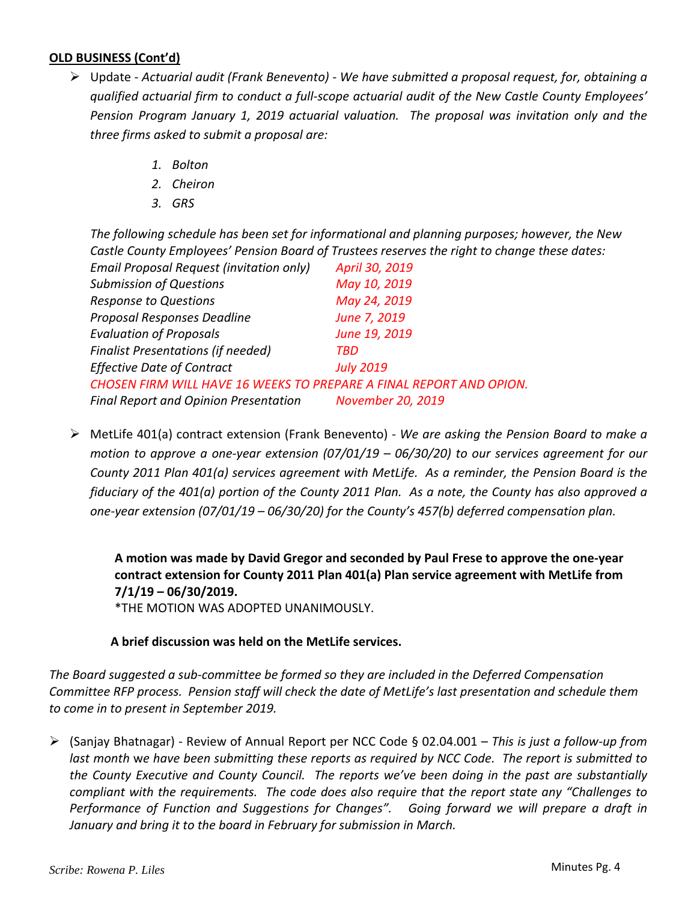**OLD BUSINESS (Cont'd)**

- Update - *Actuarial audit (Frank Benevento) - We have submitted a proposal request, for, obtaining a qualified actuarial firm to conduct a full-scope actuarial audit of the New Castle County Employees' Pension Program January 1, 2019 actuarial valuation. The proposal was invitation only and the three firms asked to submit a proposal are:*

  1. *Bolton*
  2. *Cheiron*
  3. *GRS*

  *The following schedule has been set for informational and planning purposes; however, the New Castle County Employees' Pension Board of Trustees reserves the right to change these dates:*

  | | |
  |---|---|
  | *Email Proposal Request (invitation only)* | *April 30, 2019* |
  | *Submission of Questions* | *May 10, 2019* |
  | *Response to Questions* | *May 24, 2019* |
  | *Proposal Responses Deadline* | *June 7, 2019* |
  | *Evaluation of Proposals* | *June 19, 2019* |
  | *Finalist Presentations (if needed)* | *TBD* |
  | *Effective Date of Contract* | *July 2019* |
  | *CHOSEN FIRM WILL HAVE 16 WEEKS TO PREPARE A FINAL REPORT AND OPION.* | |
  | *Final Report and Opinion Presentation* | *November 20, 2019* |

- MetLife 401(a) contract extension (Frank Benevento) - *We are asking the Pension Board to make a motion to approve a one-year extension (07/01/19 – 06/30/20) to our services agreement for our County 2011 Plan 401(a) services agreement with MetLife. As a reminder, the Pension Board is the fiduciary of the 401(a) portion of the County 2011 Plan. As a note, the County has also approved a one-year extension (07/01/19 – 06/30/20) for the County's 457(b) deferred compensation plan.*

  **A motion was made by David Gregor and seconded by Paul Frese to approve the one-year contract extension for County 2011 Plan 401(a) Plan service agreement with MetLife from 7/1/19 – 06/30/2019.**
  *THE MOTION WAS ADOPTED UNANIMOUSLY.

  **A brief discussion was held on the MetLife services.**

*The Board suggested a sub-committee be formed so they are included in the Deferred Compensation Committee RFP process. Pension staff will check the date of MetLife's last presentation and schedule them to come in to present in September 2019.*

- (Sanjay Bhatnagar) - Review of Annual Report per NCC Code § 02.04.001 – *This is just a follow-up from last month* we have been submitting these reports as required by NCC Code. *The report is submitted to the County Executive and County Council. The reports we've been doing in the past are substantially compliant with the requirements. The code does also require that the report state any "Challenges to Performance of Function and Suggestions for Changes". Going forward we will prepare a draft in January and bring it to the board in February for submission in March.*

*Scribe: Rowena P. Liles*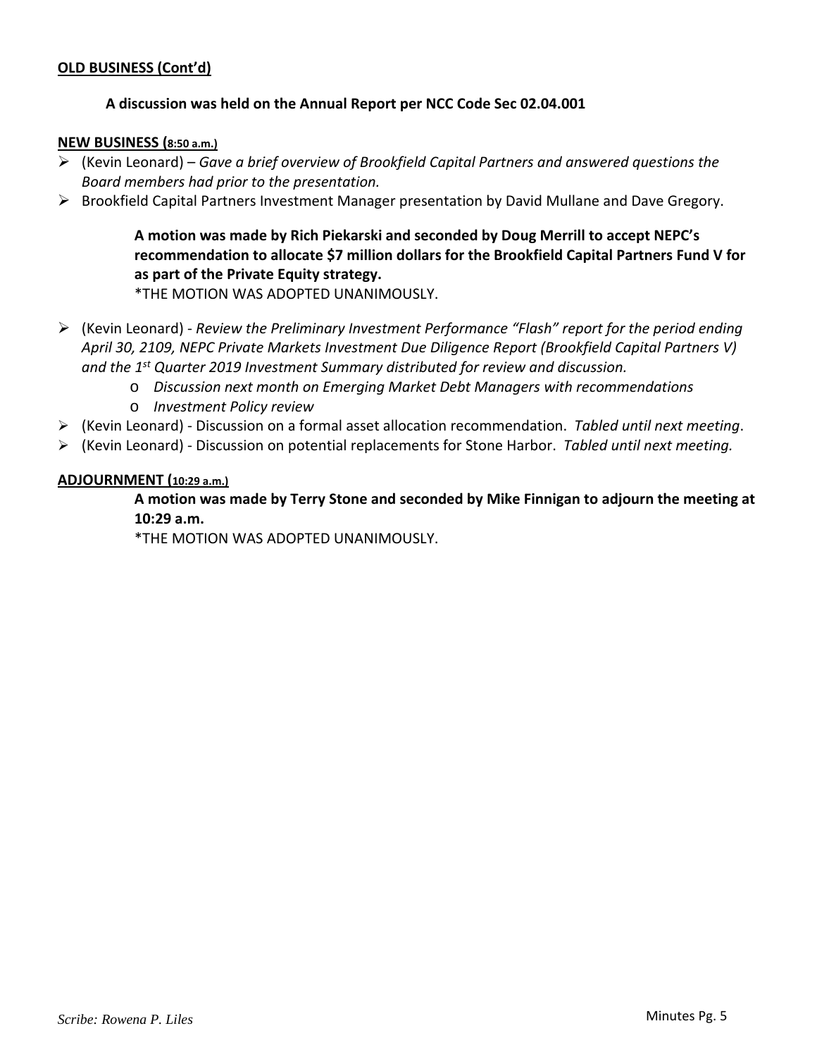**OLD BUSINESS (Cont'd)**

**A discussion was held on the Annual Report per NCC Code Sec 02.04.001**

**NEW BUSINESS (8:50 a.m.)**

- (Kevin Leonard) – *Gave a brief overview of Brookfield Capital Partners and answered questions the Board members had prior to the presentation.*
- Brookfield Capital Partners Investment Manager presentation by David Mullane and Dave Gregory.

  **A motion was made by Rich Piekarski and seconded by Doug Merrill to accept NEPC's recommendation to allocate $7 million dollars for the Brookfield Capital Partners Fund V for as part of the Private Equity strategy.**
  *THE MOTION WAS ADOPTED UNANIMOUSLY.

- (Kevin Leonard) - *Review the Preliminary Investment Performance "Flash" report for the period ending April 30, 2109, NEPC Private Markets Investment Due Diligence Report (Brookfield Capital Partners V) and the 1st Quarter 2019 Investment Summary distributed for review and discussion.*
  - *Discussion next month on Emerging Market Debt Managers with recommendations*
  - *Investment Policy review*
- (Kevin Leonard) - Discussion on a formal asset allocation recommendation. *Tabled until next meeting*.
- (Kevin Leonard) - Discussion on potential replacements for Stone Harbor. *Tabled until next meeting.*

**ADJOURNMENT (10:29 a.m.)**

**A motion was made by Terry Stone and seconded by Mike Finnigan to adjourn the meeting at 10:29 a.m.**
*THE MOTION WAS ADOPTED UNANIMOUSLY.

*Scribe: Rowena P. Liles*